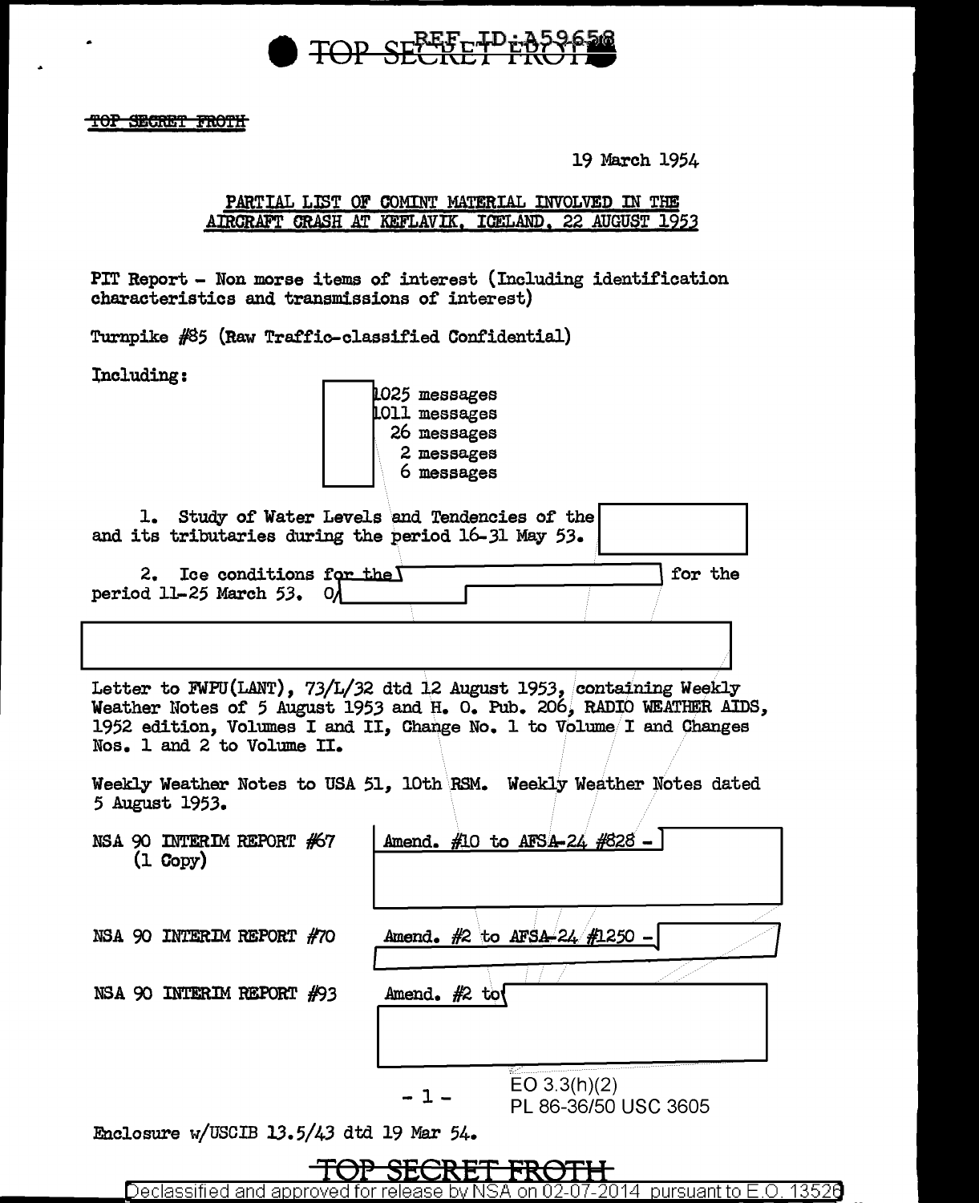~~TOP SECRET FROTH~~

19 March 1954

PARTIAL LIST OF COMINT MATERIAL INVOLVED IN THE AIRCRAFT CRASH AT KEFLAVIK, ICELAND, 22 AUGUST 1953

PIT Report - Non morse items of interest (Including identification characteristics and transmissions of interest)

Turnpike #85 (Raw Traffic-classified Confidential)

Including:

1025 messages
1011 messages
26 messages
2 messages
6 messages

1. Study of Water Levels and Tendencies of the and its tributaries during the period 16-31 May 53.

2. Ice conditions for the for the period 11-25 March 53. O

Letter to FWPU(LANT), 73/L/32 dtd 12 August 1953, containing Weekly Weather Notes of 5 August 1953 and H. O. Pub. 206, RADIO WEATHER AIDS, 1952 edition, Volumes I and II, Change No. 1 to Volume I and Changes Nos. 1 and 2 to Volume II.

Weekly Weather Notes to USA 51, 10th RSM. Weekly Weather Notes dated 5 August 1953.

NSA 90 INTERIM REPORT #67 (1 Copy) — Amend. #10 to AFSA-24 #828 -

NSA 90 INTERIM REPORT #70 — Amend. #2 to AFSA-24 #1250 -

NSA 90 INTERIM REPORT #93 — Amend. #2 to

EO 3.3(h)(2)
PL 86-36/50 USC 3605

Enclosure w/USCIB 13.5/43 dtd 19 Mar 54.

TOP SECRET FROTH

Declassified and approved for release by NSA on 02-07-2014 pursuant to E.O. 13526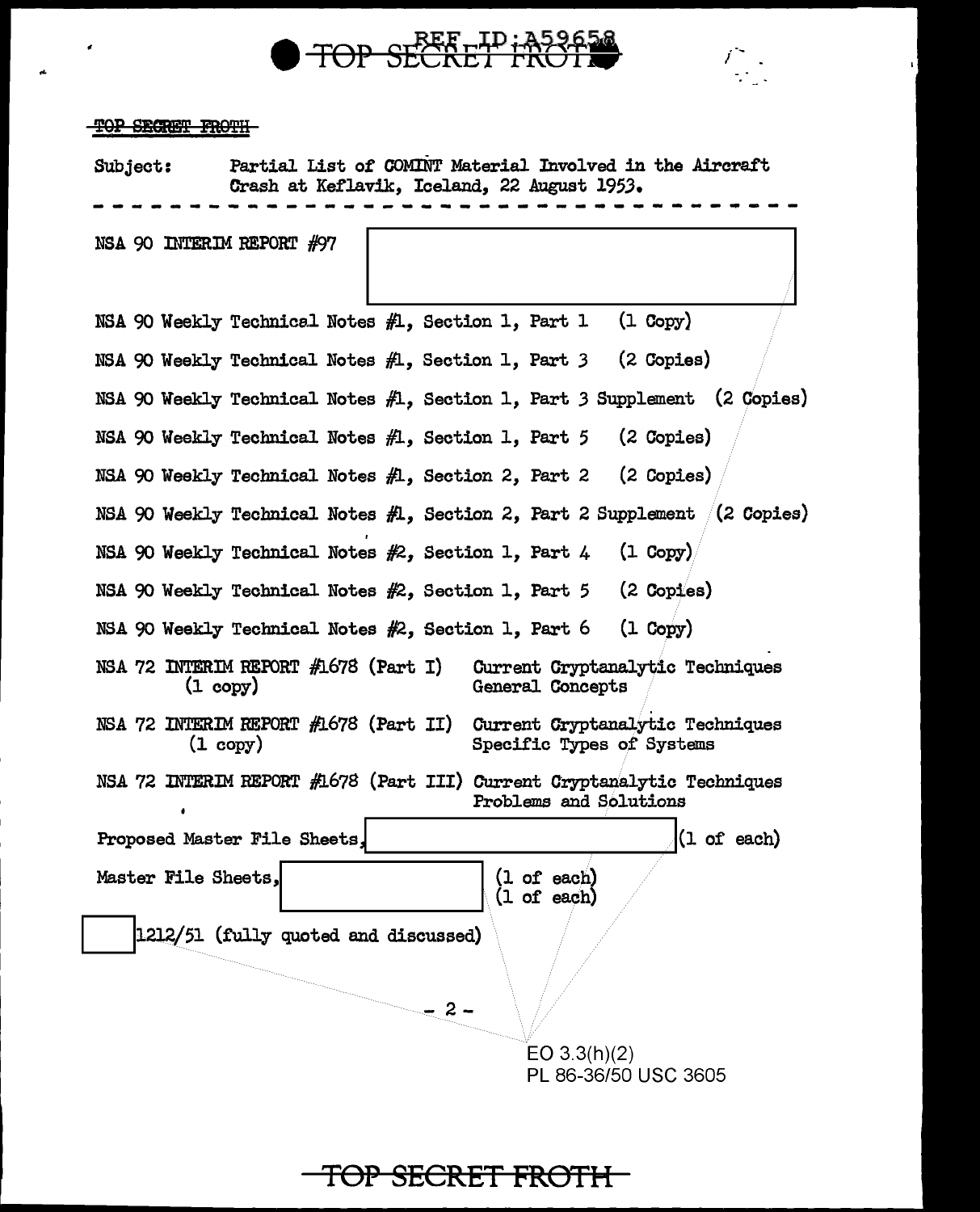TOP SECRET FROTH

Subject: Partial List of COMINT Material Involved in the Aircraft Crash at Keflavik, Iceland, 22 August 1953.

- - - - - - - - - - - - - - - - - - - - - - - - - - - - - - - - - - -

NSA 90 INTERIM REPORT #97

NSA 90 Weekly Technical Notes #1, Section 1, Part 1 (1 Copy)

NSA 90 Weekly Technical Notes #1, Section 1, Part 3 (2 Copies)

NSA 90 Weekly Technical Notes #1, Section 1, Part 3 Supplement (2 Copies)

NSA 90 Weekly Technical Notes #1, Section 1, Part 5 (2 Copies)

NSA 90 Weekly Technical Notes #1, Section 2, Part 2 (2 Copies)

NSA 90 Weekly Technical Notes #1, Section 2, Part 2 Supplement (2 Copies)

NSA 90 Weekly Technical Notes #2, Section 1, Part 4 (1 Copy)

NSA 90 Weekly Technical Notes #2, Section 1, Part 5 (2 Copies)

NSA 90 Weekly Technical Notes #2, Section 1, Part 6 (1 Copy)

NSA 72 INTERIM REPORT #1678 (Part I) (1 copy) — Current Cryptanalytic Techniques General Concepts

NSA 72 INTERIM REPORT #1678 (Part II) (1 copy) — Current Cryptanalytic Techniques Specific Types of Systems

NSA 72 INTERIM REPORT #1678 (Part III) — Current Cryptanalytic Techniques Problems and Solutions

Proposed Master File Sheets, (1 of each)

Master File Sheets, (1 of each) (1 of each)

1212/51 (fully quoted and discussed)

EO 3.3(h)(2)
PL 86-36/50 USC 3605

TOP SECRET FROTH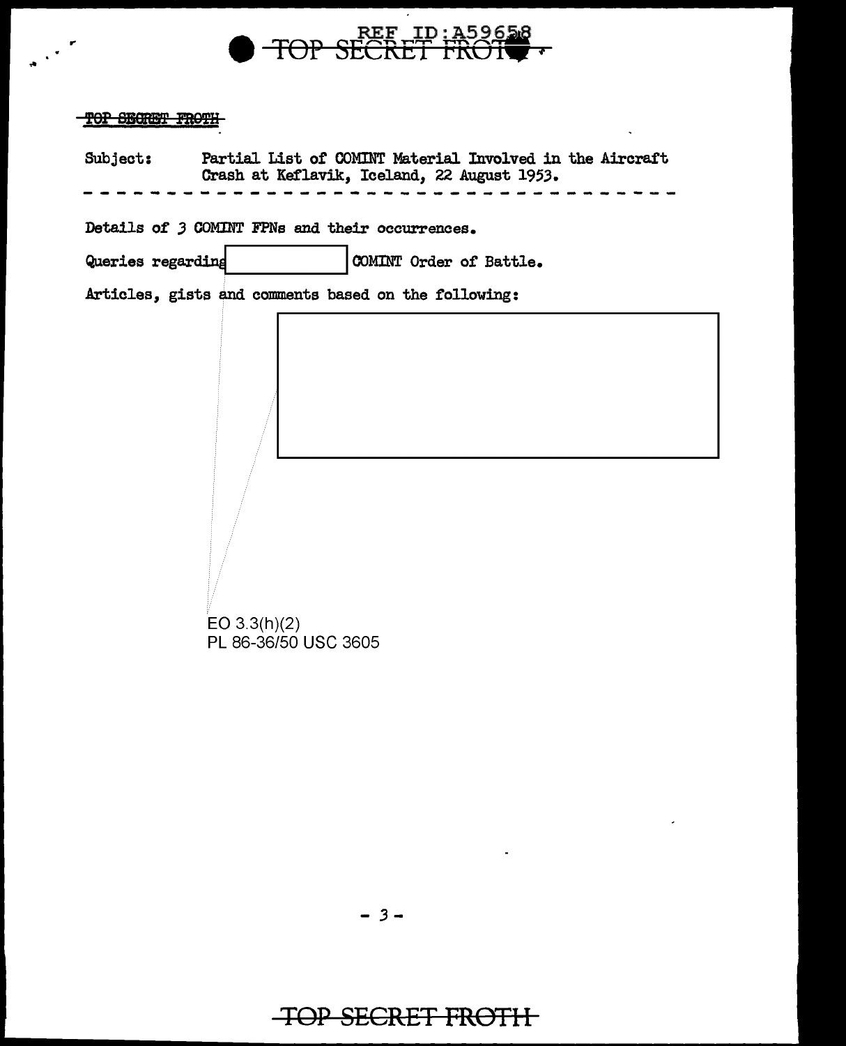~~TOP SECRET FROTH~~

Subject: Partial List of COMINT Material Involved in the Aircraft Crash at Keflavik, Iceland, 22 August 1953.

- - - - - - - - - - - - - - - - - - - - - - - - - - - - - - - - - - - -

Details of 3 COMINT FPNs and their occurrences.

Queries regarding [redacted] COMINT Order of Battle.

Articles, gists and comments based on the following:

[redacted]

EO 3.3(h)(2)
PL 86-36/50 USC 3605